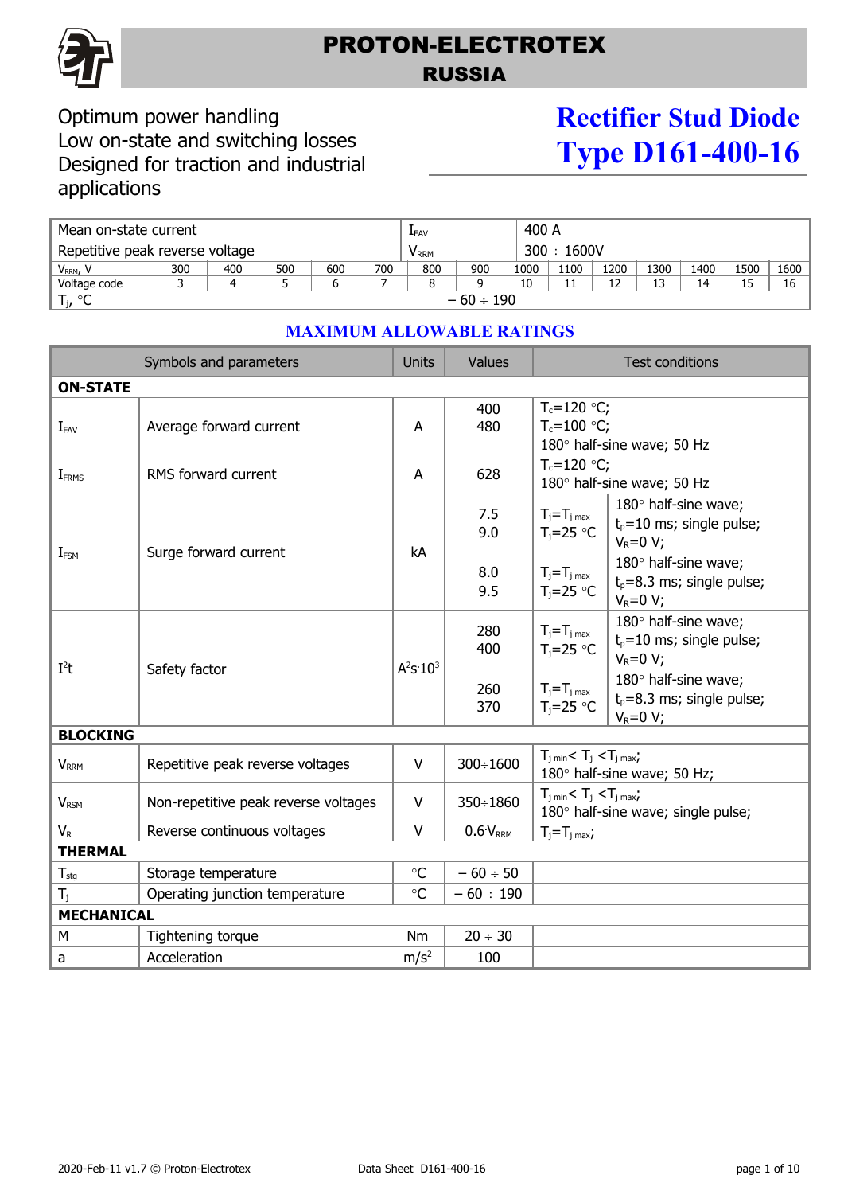# PROTON-ELECTROTEX
## RUSSIA

Optimum power handling
Low on-state and switching losses
Designed for traction and industrial applications

# Rectifier Stud Diode
# Type D161-400-16

| Mean on-state current | | | | | | $I_{FAV}$ | | 400 A | | | | | | |
|---|---|---|---|---|---|---|---|---|---|---|---|---|---|---|
| Repetitive peak reverse voltage | | | | | | $V_{RRM}$ | | 300 ÷ 1600V | | | | | | |
| $V_{RRM}$, V | 300 | 400 | 500 | 600 | 700 | 800 | 900 | 1000 | 1100 | 1200 | 1300 | 1400 | 1500 | 1600 |
| Voltage code | 3 | 4 | 5 | 6 | 7 | 8 | 9 | 10 | 11 | 12 | 13 | 14 | 15 | 16 |
| $T_j$, °C | − 60 ÷ 190 | | | | | | | | | | | | | |

## MAXIMUM ALLOWABLE RATINGS

| Symbols and parameters | | Units | Values | Test conditions | |
|---|---|---|---|---|---|
| **ON-STATE** | | | | | |
| $I_{FAV}$ | Average forward current | A | 400<br>480 | $T_c$=120 °C;<br>$T_c$=100 °C;<br>180° half-sine wave; 50 Hz | |
| $I_{FRMS}$ | RMS forward current | A | 628 | $T_c$=120 °C;<br>180° half-sine wave; 50 Hz | |
| $I_{FSM}$ | Surge forward current | kA | 7.5<br>9.0 | $T_j=T_{j\ max}$<br>$T_j$=25 °C | 180° half-sine wave;<br>$t_p$=10 ms; single pulse;<br>$V_R$=0 V; |
| | | | 8.0<br>9.5 | $T_j=T_{j\ max}$<br>$T_j$=25 °C | 180° half-sine wave;<br>$t_p$=8.3 ms; single pulse;<br>$V_R$=0 V; |
| $I^2t$ | Safety factor | $A^2s{\cdot}10^3$ | 280<br>400 | $T_j=T_{j\ max}$<br>$T_j$=25 °C | 180° half-sine wave;<br>$t_p$=10 ms; single pulse;<br>$V_R$=0 V; |
| | | | 260<br>370 | $T_j=T_{j\ max}$<br>$T_j$=25 °C | 180° half-sine wave;<br>$t_p$=8.3 ms; single pulse;<br>$V_R$=0 V; |
| **BLOCKING** | | | | | |
| $V_{RRM}$ | Repetitive peak reverse voltages | V | 300÷1600 | $T_{j\ min} < T_j < T_{j\ max}$;<br>180° half-sine wave; 50 Hz; | |
| $V_{RSM}$ | Non-repetitive peak reverse voltages | V | 350÷1860 | $T_{j\ min} < T_j < T_{j\ max}$;<br>180° half-sine wave; single pulse; | |
| $V_R$ | Reverse continuous voltages | V | $0.6{\cdot}V_{RRM}$ | $T_j=T_{j\ max}$; | |
| **THERMAL** | | | | | |
| $T_{stg}$ | Storage temperature | °C | − 60 ÷ 50 | | |
| $T_j$ | Operating junction temperature | °C | − 60 ÷ 190 | | |
| **MECHANICAL** | | | | | |
| M | Tightening torque | Nm | 20 ÷ 30 | | |
| a | Acceleration | $m/s^2$ | 100 | | |

2020-Feb-11 v1.7 © Proton-Electrotex    Data Sheet D161-400-16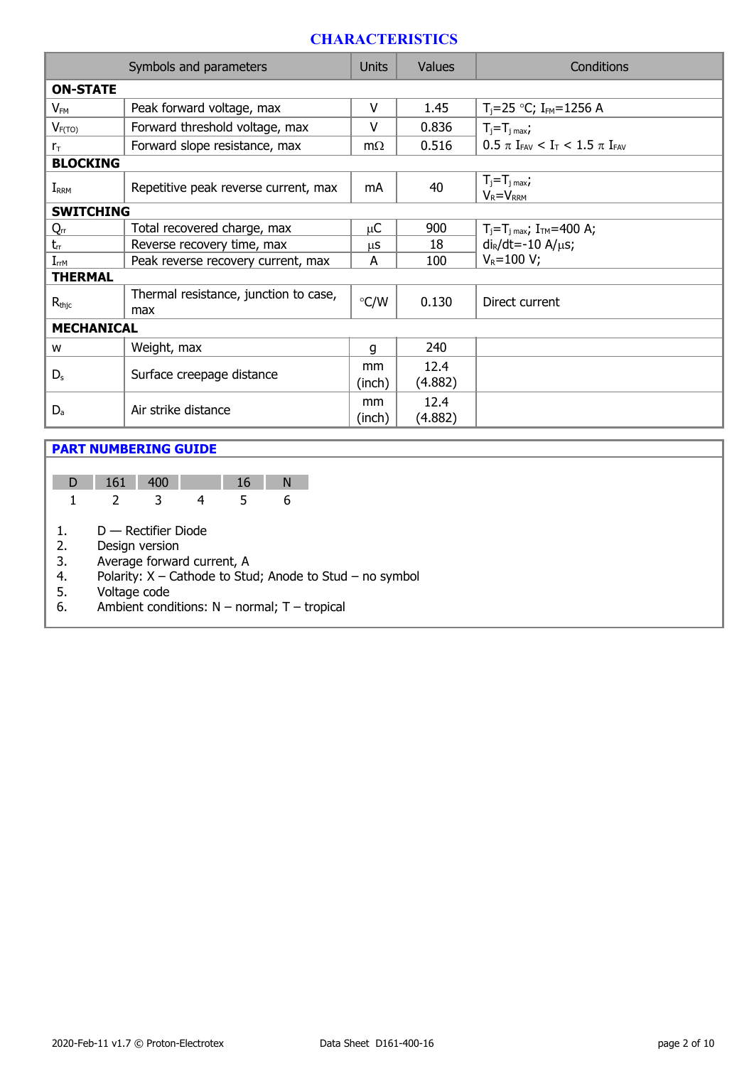## CHARACTERISTICS

| Symbols and parameters | | Units | Values | Conditions |
|---|---|---|---|---|
| **ON-STATE** | | | | |
| $V_{FM}$ | Peak forward voltage, max | V | 1.45 | $T_j$=25 °C; $I_{FM}$=1256 A |
| $V_{F(TO)}$ | Forward threshold voltage, max | V | 0.836 | $T_j=T_{j\ max}$; |
| $r_T$ | Forward slope resistance, max | mΩ | 0.516 | $0.5\ \pi\ I_{FAV} < I_T < 1.5\ \pi\ I_{FAV}$ |
| **BLOCKING** | | | | |
| $I_{RRM}$ | Repetitive peak reverse current, max | mA | 40 | $T_j=T_{j\ max}$; $V_R=V_{RRM}$ |
| **SWITCHING** | | | | |
| $Q_{rr}$ | Total recovered charge, max | μC | 900 | $T_j=T_{j\ max}$; $I_{TM}$=400 A; |
| $t_{rr}$ | Reverse recovery time, max | μs | 18 | $di_R/dt$=-10 A/μs; |
| $I_{rrM}$ | Peak reverse recovery current, max | A | 100 | $V_R$=100 V; |
| **THERMAL** | | | | |
| $R_{thjc}$ | Thermal resistance, junction to case, max | °C/W | 0.130 | Direct current |
| **MECHANICAL** | | | | |
| w | Weight, max | g | 240 | |
| $D_s$ | Surface creepage distance | mm (inch) | 12.4 (4.882) | |
| $D_a$ | Air strike distance | mm (inch) | 12.4 (4.882) | |

## PART NUMBERING GUIDE

| D | 161 | 400 | | 16 | N |
|---|---|---|---|---|---|
| 1 | 2 | 3 | 4 | 5 | 6 |

1. D — Rectifier Diode
2. Design version
3. Average forward current, A
4. Polarity: X – Cathode to Stud; Anode to Stud – no symbol
5. Voltage code
6. Ambient conditions: N – normal; T – tropical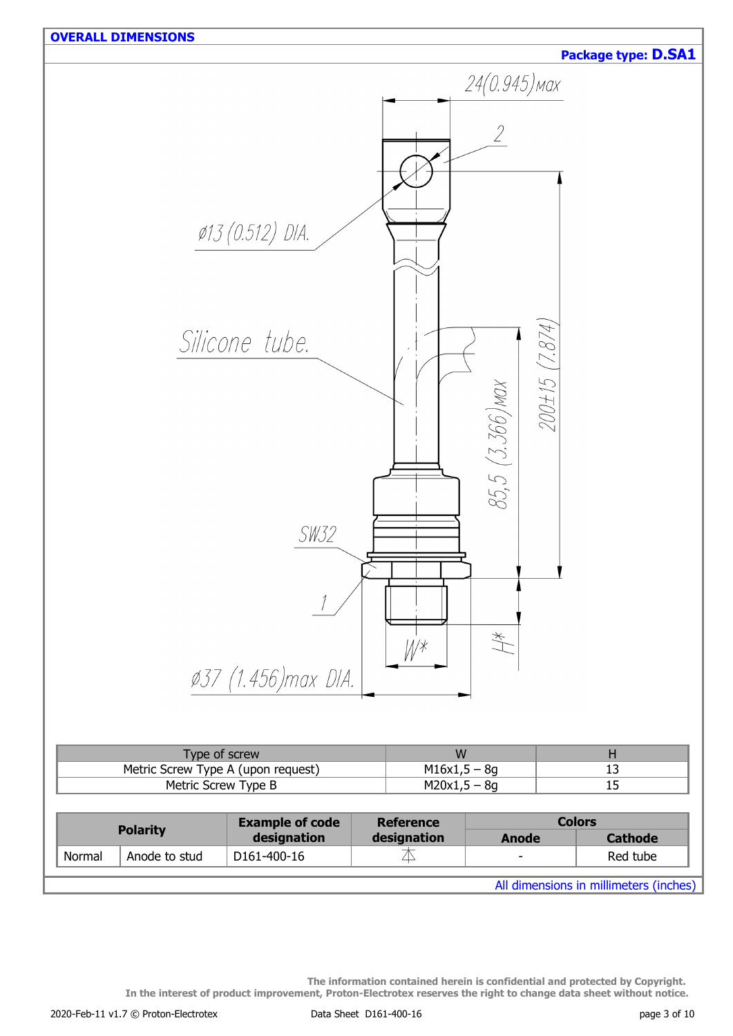## OVERALL DIMENSIONS

**Package type: D.SA1**

24(0.945)max

2

ø13 (0.512) DIA.

Silicone tube.

85,5 (3.366)max

200±15 (7.874)

SW32

1

W*

H*

ø37 (1.456)max DIA.

| Type of screw | W | H |
|---|---|---|
| Metric Screw Type A (upon request) | M16x1,5 – 8g | 13 |
| Metric Screw Type B | M20x1,5 – 8g | 15 |

| Polarity | | Example of code designation | Reference designation | Colors | |
|---|---|---|---|---|---|
| | | | | Anode | Cathode |
| Normal | Anode to stud | D161-400-16 | | - | Red tube |

All dimensions in millimeters (inches)

The information contained herein is confidential and protected by Copyright.
In the interest of product improvement, Proton-Electrotex reserves the right to change data sheet without notice.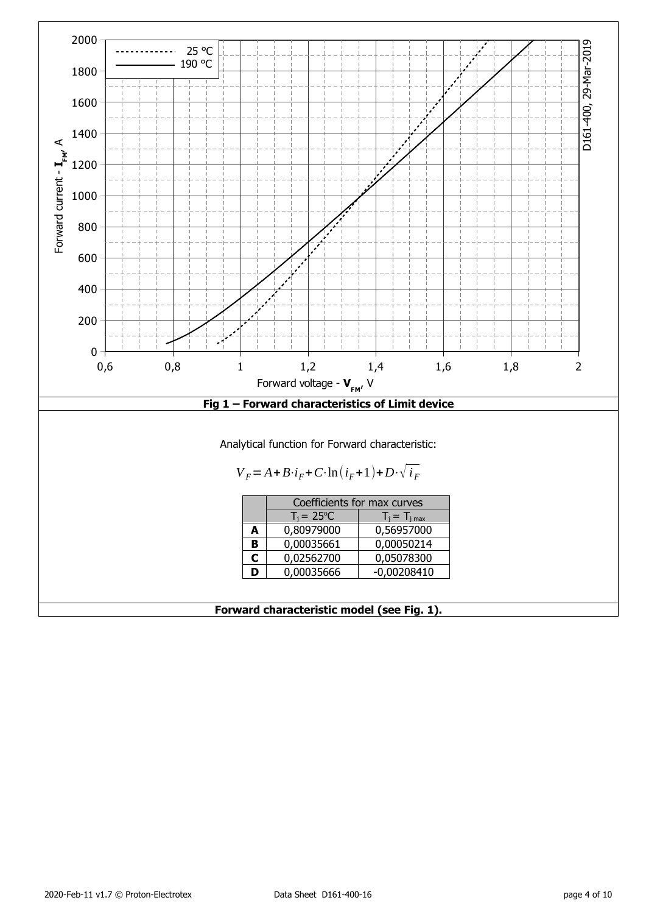**Fig 1 – Forward characteristics of Limit device**

Analytical function for Forward characteristic:

$$V_F = A + B \cdot i_F + C \cdot \ln(i_F + 1) + D \cdot \sqrt{i_F}$$

| | Coefficients for max curves | |
|---|---|---|
| | $T_j$ = 25°C | $T_j = T_{j\,max}$ |
| **A** | 0,80979000 | 0,56957000 |
| **B** | 0,00035661 | 0,00050214 |
| **C** | 0,02562700 | 0,05078300 |
| **D** | 0,00035666 | -0,00208410 |

**Forward characteristic model (see Fig. 1).**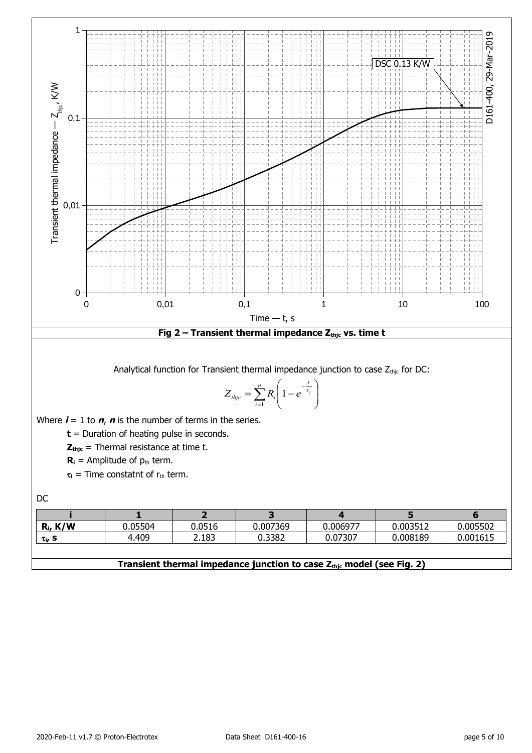**Fig 2 – Transient thermal impedance $Z_{thjc}$ vs. time t**

Analytical function for Transient thermal impedance junction to case $Z_{thjc}$ for DC:

$$Z_{thjc} = \sum_{i=1}^{n} R_i \left(1 - e^{-\frac{t}{\tau_i}}\right)$$

Where $\boldsymbol{i}$ = 1 to $\boldsymbol{n}$, $\boldsymbol{n}$ is the number of terms in the series.

**t** = Duration of heating pulse in seconds.

$\mathbf{Z_{thjc}}$ = Thermal resistance at time t.

$\mathbf{R_i}$ = Amplitude of $p_{th}$ term.

$\tau_i$ = Time constatnt of $r_{th}$ term.

DC

| i | 1 | 2 | 3 | 4 | 5 | 6 |
|---|---|---|---|---|---|---|
| $R_i$, K/W | 0.05504 | 0.0516 | 0.007369 | 0.006977 | 0.003512 | 0.005502 |
| $\tau_i$, s | 4.409 | 2.183 | 0.3382 | 0.07307 | 0.008189 | 0.001615 |

**Transient thermal impedance junction to case $Z_{thjc}$ model (see Fig. 2)**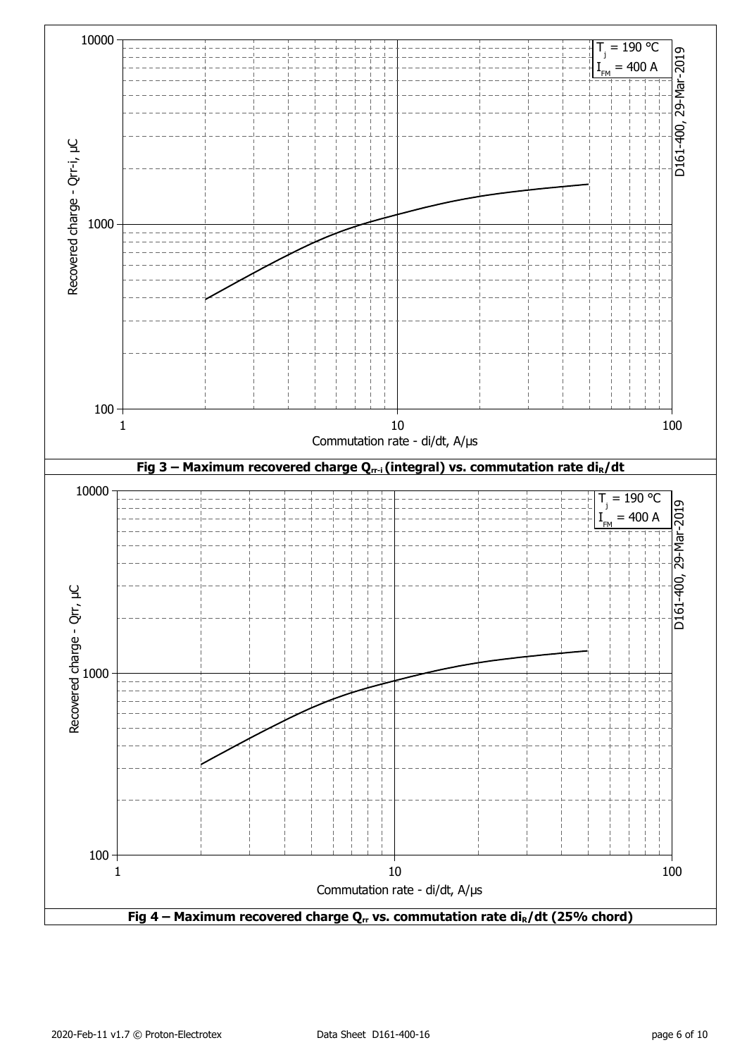Recovered charge - Qrr-i, µC

Commutation rate - di/dt, A/µs

$T_j$ = 190 °C
$I_{FM}$ = 400 A

D161-400, 29-Mar-2019

**Fig 3 – Maximum recovered charge $Q_{rr-i}$ (integral) vs. commutation rate $di_R/dt$**

Recovered charge - Qrr, µC

Commutation rate - di/dt, A/µs

$T_j$ = 190 °C
$I_{FM}$ = 400 A

D161-400, 29-Mar-2019

**Fig 4 – Maximum recovered charge $Q_{rr}$ vs. commutation rate $di_R/dt$ (25% chord)**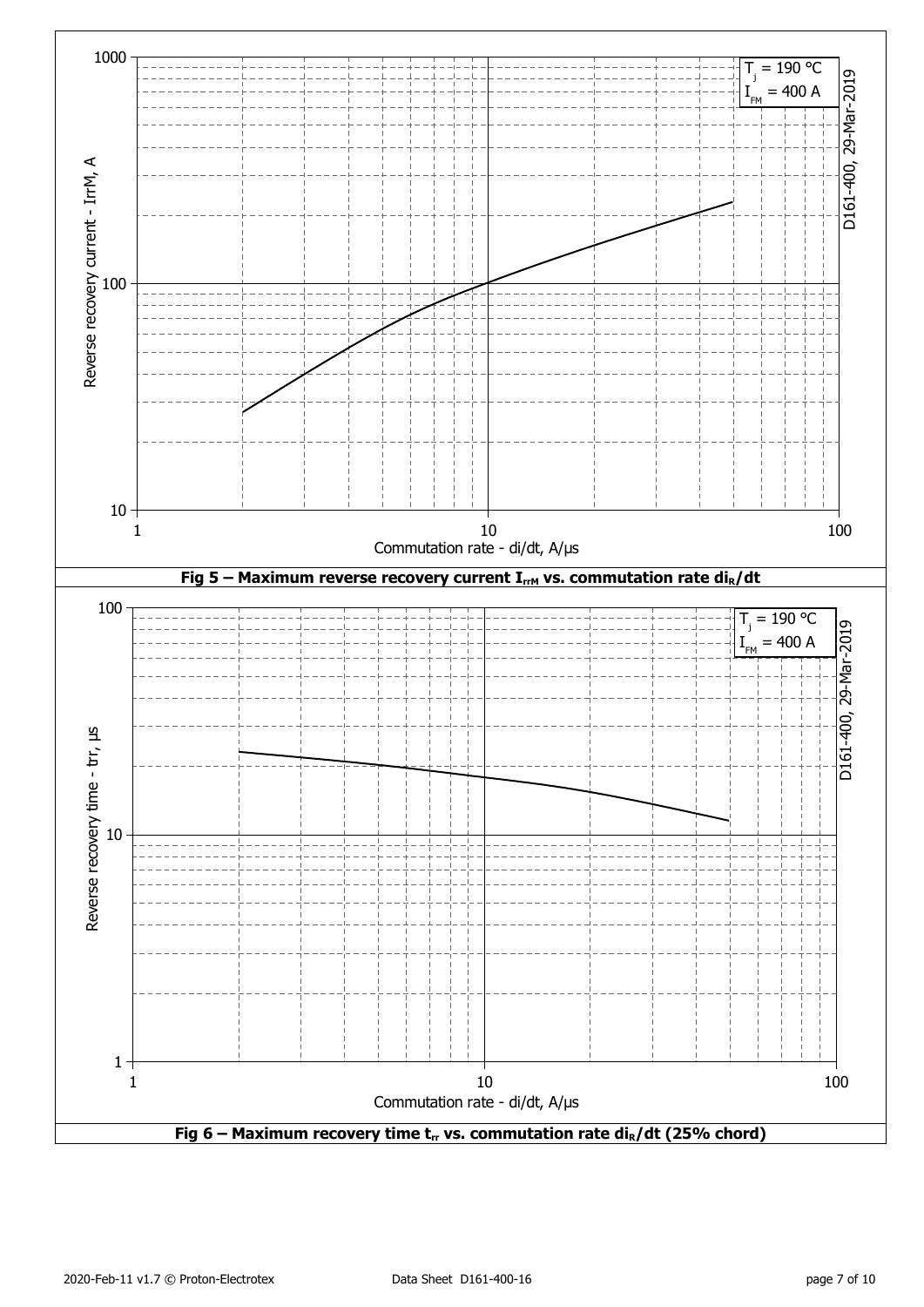**Fig 5 – Maximum reverse recovery current $I_{rrM}$ vs. commutation rate $di_R/dt$**

**Fig 6 – Maximum recovery time $t_{rr}$ vs. commutation rate $di_R/dt$ (25% chord)**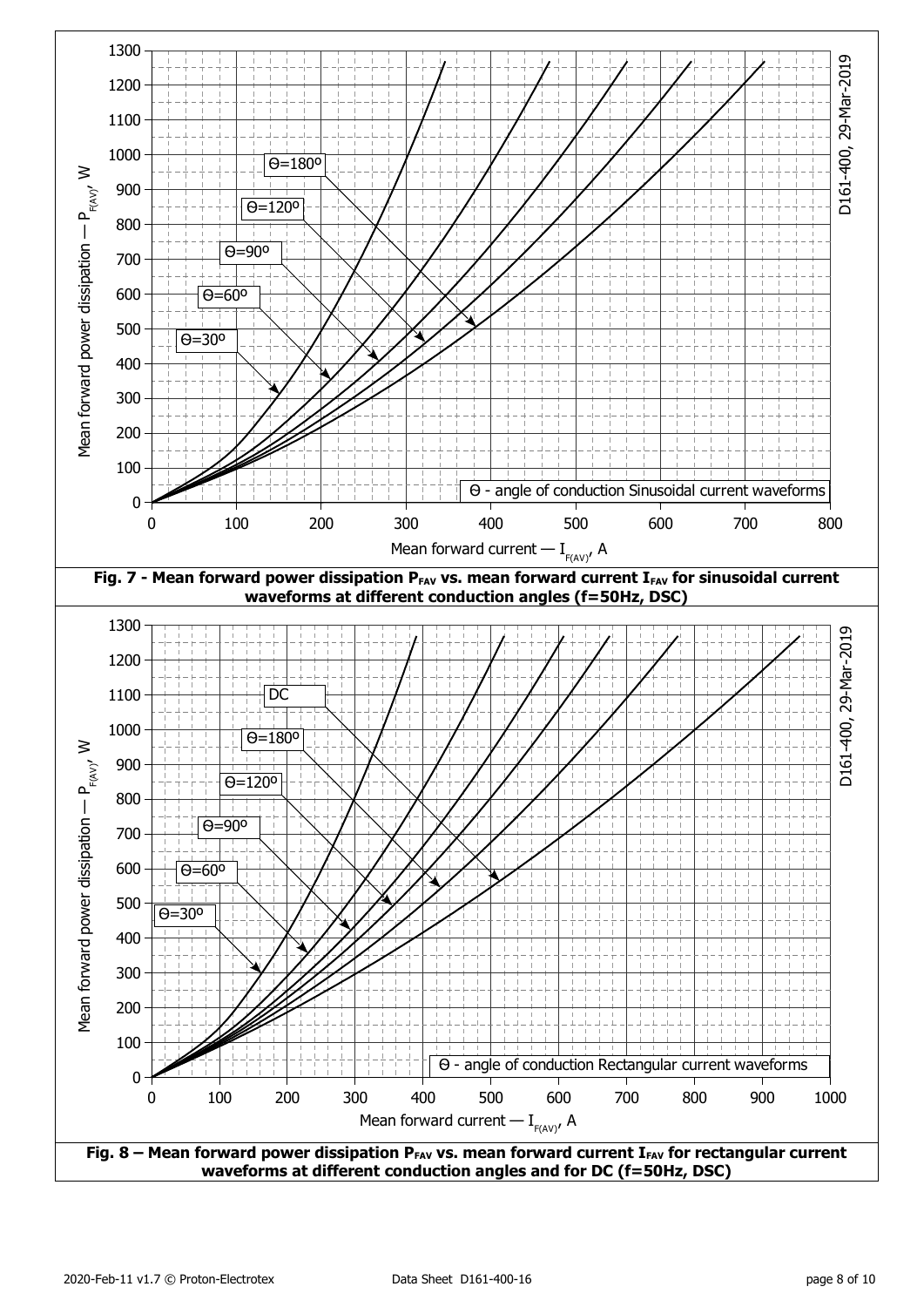**Fig. 7 - Mean forward power dissipation $P_{FAV}$ vs. mean forward current $I_{FAV}$ for sinusoidal current waveforms at different conduction angles (f=50Hz, DSC)**

**Fig. 8 – Mean forward power dissipation $P_{FAV}$ vs. mean forward current $I_{FAV}$ for rectangular current waveforms at different conduction angles and for DC (f=50Hz, DSC)**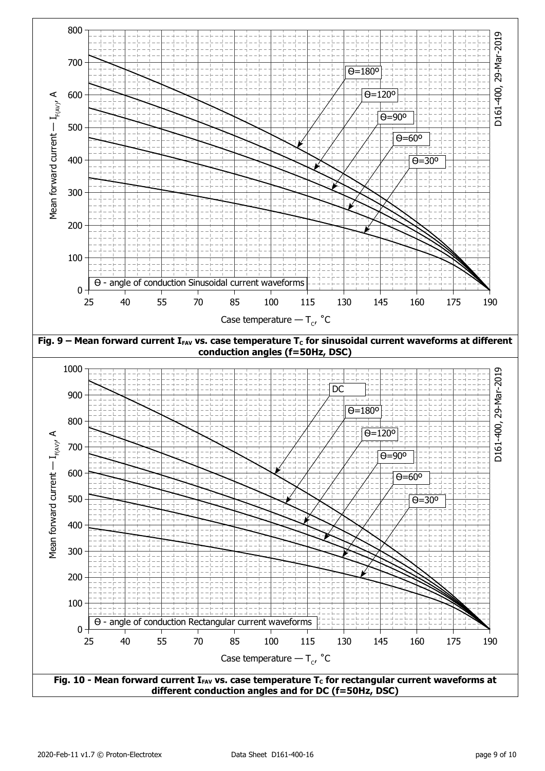**Fig. 9 – Mean forward current $I_{FAV}$ vs. case temperature $T_c$ for sinusoidal current waveforms at different conduction angles (f=50Hz, DSC)**

**Fig. 10 - Mean forward current $I_{FAV}$ vs. case temperature $T_c$ for rectangular current waveforms at different conduction angles and for DC (f=50Hz, DSC)**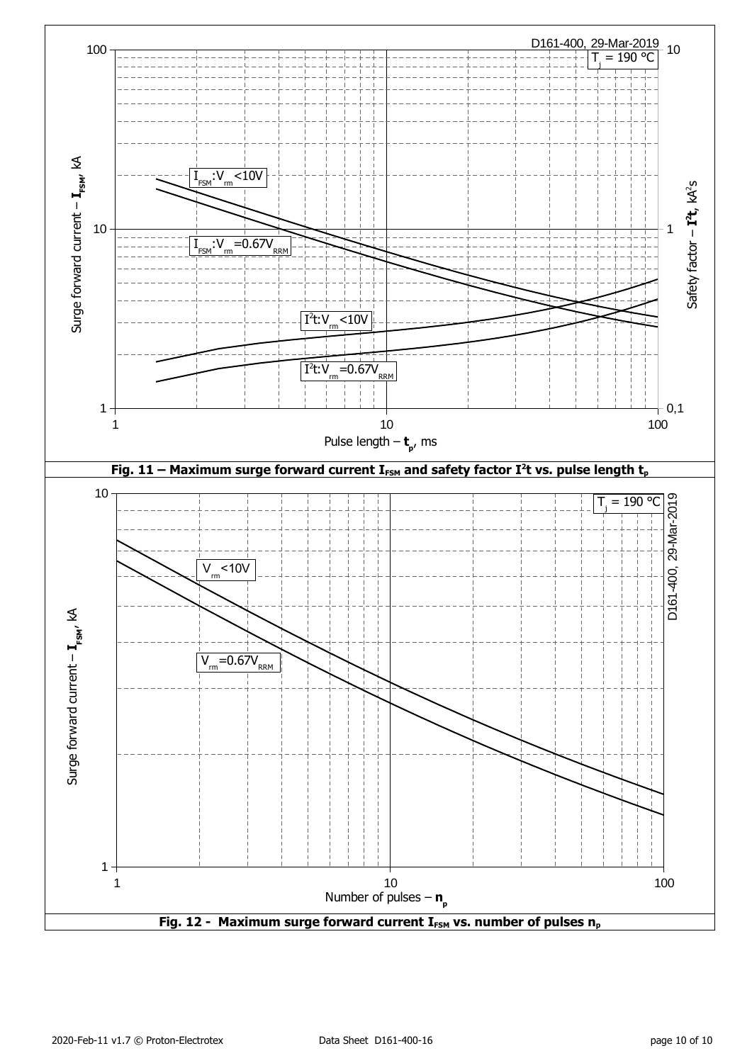D161-400, 29-Mar-2019

$T_j$ = 190 °C

$I_{FSM}$:$V_{rm}$<10V

$I_{FSM}$:$V_{rm}$=0.67$V_{RRM}$

$I^2t$:$V_{rm}$<10V

$I^2t$:$V_{rm}$=0.67$V_{RRM}$

Surge forward current – $\mathbf{I_{FSM}}$, kA

Safety factor – $\mathbf{I^2t}$, kA²s

100

10

1

10

1

0,1

1

10

100

Pulse length – $\mathbf{t_p}$, ms

**Fig. 11 – Maximum surge forward current $I_{FSM}$ and safety factor $I^2t$ vs. pulse length $t_p$**

$T_j$ = 190 °C

D161-400, 29-Mar-2019

$V_{rm}$<10V

$V_{rm}$=0.67$V_{RRM}$

Surge forward current – $\mathbf{I_{FSM}}$, kA

10

1

1

10

100

Number of pulses – $\mathbf{n_p}$

**Fig. 12 - Maximum surge forward current $I_{FSM}$ vs. number of pulses $n_p$**